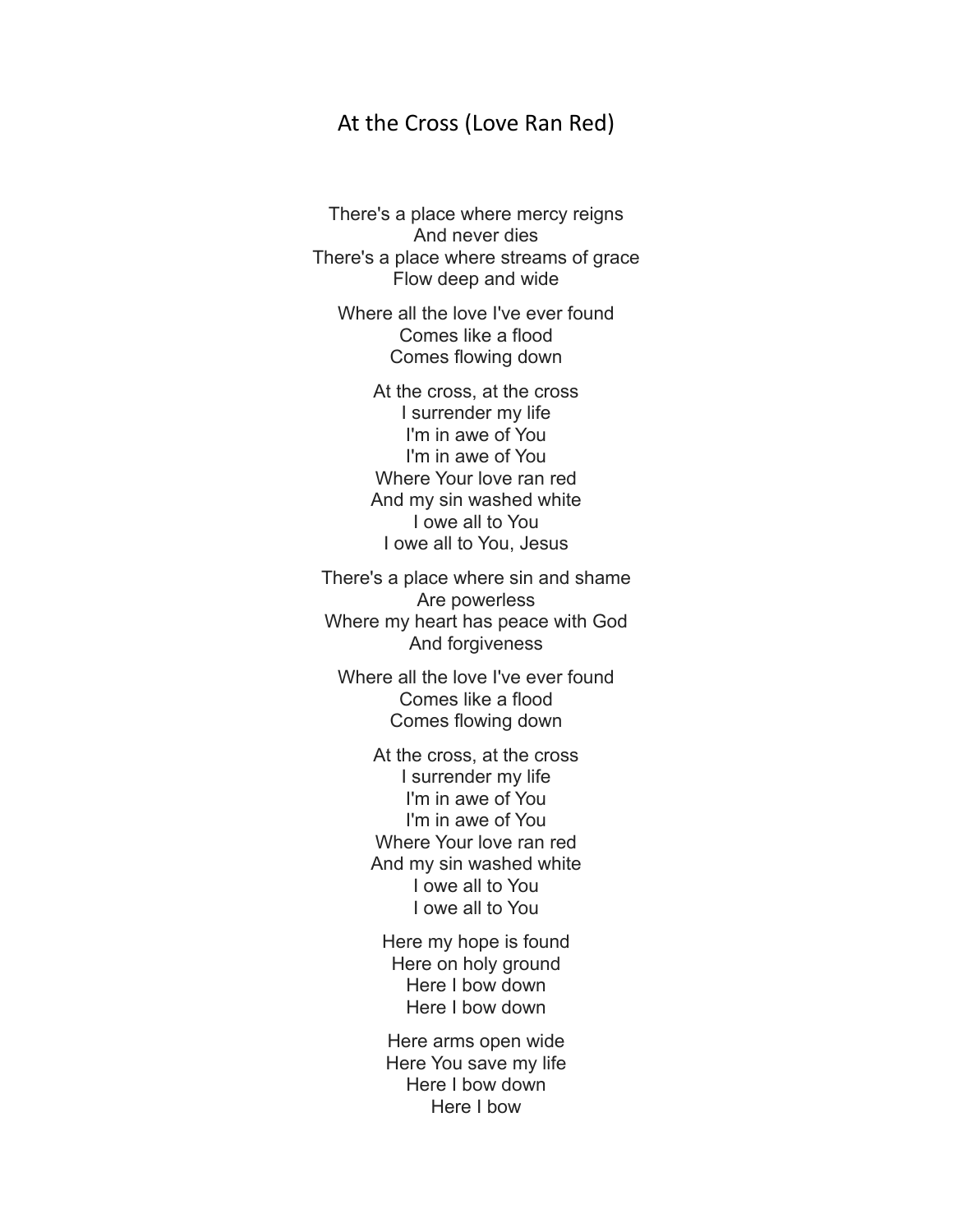## At the Cross (Love Ran Red)

There's a place where mercy reigns And never dies There's a place where streams of grace Flow deep and wide

Where all the love I've ever found Comes like a flood Comes flowing down

At the cross, at the cross I surrender my life I'm in awe of You I'm in awe of You Where Your love ran red And my sin washed white I owe all to You I owe all to You, Jesus

There's a place where sin and shame Are powerless Where my heart has peace with God And forgiveness

Where all the love I've ever found Comes like a flood Comes flowing down

> At the cross, at the cross I surrender my life I'm in awe of You I'm in awe of You Where Your love ran red And my sin washed white I owe all to You I owe all to You

Here my hope is found Here on holy ground Here I bow down Here I bow down

Here arms open wide Here You save my life Here I bow down Here I bow